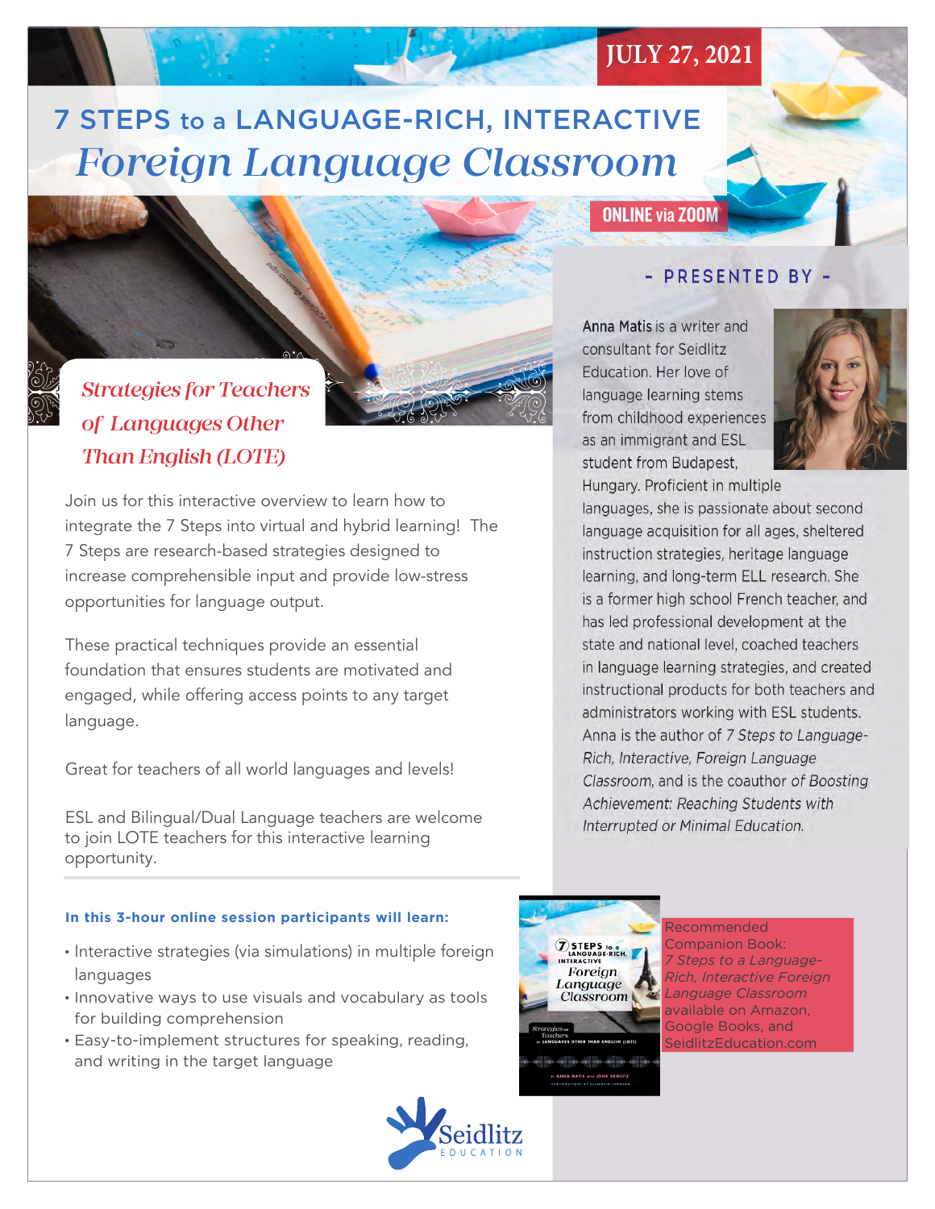**JULY 27, 2021**

# 7 STEPS to a LANGUAGE-RICH, INTERACTIVE *Foreign Language Classroom*

**ONLINE via ZOOM**

## *Strategies for Teachers of Languages Other Than English (LOTE)*

Join us for this interactive overview to learn how to integrate the 7 Steps into virtual and hybrid learning! The 7 Steps are research-based strategies designed to increase comprehensible input and provide low-stress opportunities for language output.

These practical techniques provide an essential foundation that ensures students are motivated and engaged, while offering access points to any target language.

Great for teachers of all world languages and levels!

ESL and Bilingual/Dual Language teachers are welcome to join LOTE teachers for this interactive learning opportunity.

**In this 3-hour online session participants will learn:**

- Interactive strategies (via simulations) in multiple foreign languages
- Innovative ways to use visuals and vocabulary as tools for building comprehension
- Easy-to-implement structures for speaking, reading, and writing in the target language

## - PRESENTED BY -

Anna Matis is a writer and consultant for Seidlitz Education. Her love of language learning stems from childhood experiences as an immigrant and ESL student from Budapest, Hungary. Proficient in multiple languages, she is passionate about second language acquisition for all ages, sheltered instruction strategies, heritage language learning, and long-term ELL research. She is a former high school French teacher, and has led professional development at the state and national level, coached teachers in language learning strategies, and created instructional products for both teachers and administrators working with ESL students. Anna is the author of *7 Steps to Language-Rich, Interactive, Foreign Language Classroom*, and is the coauthor *of Boosting Achievement: Reaching Students with Interrupted or Minimal Education.*

Recommended Companion Book: *7 Steps to a Language-Rich, Interactive Foreign Language Classroom* available on Amazon, Google Books, and SeidlitzEducation.com

Seidlitz EDUCATION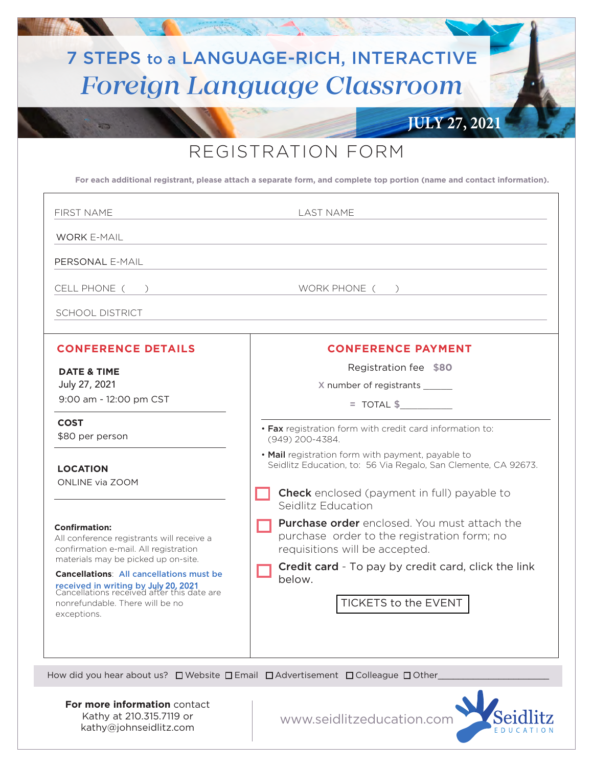# 7 STEPS to a LANGUAGE-RICH, INTERACTIVE *Foreign Language Classroom*

**JULY 27, 2021**

## REGISTRATION FORM

**For each additional registrant, please attach a separate form, and complete top portion (name and contact information).**

FIRST NAME ____________________ LAST NAME ____________________

WORK E-MAIL ____________________

PERSONAL E-MAIL ____________________

CELL PHONE ( ) ____________________ WORK PHONE ( ) ____________________

SCHOOL DISTRICT ____________________

### CONFERENCE DETAILS

**DATE & TIME**
July 27, 2021
9:00 am - 12:00 pm CST

**COST**
$80 per person

**LOCATION**
ONLINE via ZOOM

**Confirmation:**
All conference registrants will receive a confirmation e-mail. All registration materials may be picked up on-site.

**Cancellations**: All cancellations must be received in writing by July 20, 2021. Cancellations received after this date are nonrefundable. There will be no exceptions.

### CONFERENCE PAYMENT

Registration fee **$80**

X number of registrants ______

= TOTAL $__________

- **Fax** registration form with credit card information to: (949) 200-4384.
- **Mail** registration form with payment, payable to Seidlitz Education, to: 56 Via Regalo, San Clemente, CA 92673.

☐ **Check** enclosed (payment in full) payable to Seidlitz Education

☐ **Purchase order** enclosed. You must attach the purchase order to the registration form; no requisitions will be accepted.

☐ **Credit card** - To pay by credit card, click the link below.

TICKETS to the EVENT

How did you hear about us? ☐ Website ☐ Email ☐ Advertisement ☐ Colleague ☐ Other____________________

**For more information** contact Kathy at 210.315.7119 or kathy@johnseidlitz.com

www.seidlitzeducation.com

Seidlitz EDUCATION